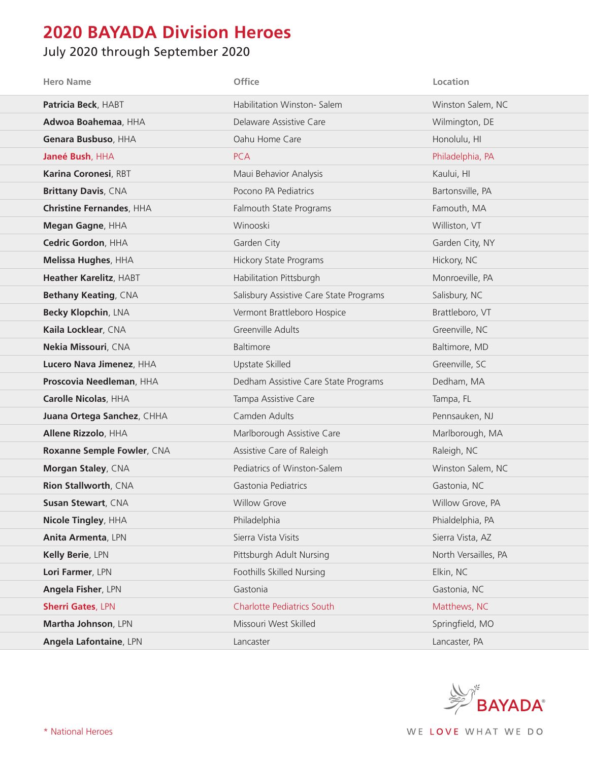# 2020 BAYADA Division Heroes

July 2020 through September 2020

| Hero Name | Office | Location |
|---|---|---|
| **Patricia Beck**, HABT | Habilitation Winston- Salem | Winston Salem, NC |
| **Adwoa Boahemaa**, HHA | Delaware Assistive Care | Wilmington, DE |
| **Genara Busbuso**, HHA | Oahu Home Care | Honolulu, HI |
| **Janeé Bush**, HHA | PCA | Philadelphia, PA |
| **Karina Coronesi**, RBT | Maui Behavior Analysis | Kaului, HI |
| **Brittany Davis**, CNA | Pocono PA Pediatrics | Bartonsville, PA |
| **Christine Fernandes**, HHA | Falmouth State Programs | Famouth, MA |
| **Megan Gagne**, HHA | Winooski | Williston, VT |
| **Cedric Gordon**, HHA | Garden City | Garden City, NY |
| **Melissa Hughes**, HHA | Hickory State Programs | Hickory, NC |
| **Heather Karelitz**, HABT | Habilitation Pittsburgh | Monroeville, PA |
| **Bethany Keating**, CNA | Salisbury Assistive Care State Programs | Salisbury, NC |
| **Becky Klopchin**, LNA | Vermont Brattleboro Hospice | Brattleboro, VT |
| **Kaila Locklear**, CNA | Greenville Adults | Greenville, NC |
| **Nekia Missouri**, CNA | Baltimore | Baltimore, MD |
| **Lucero Nava Jimenez**, HHA | Upstate Skilled | Greenville, SC |
| **Proscovia Needleman**, HHA | Dedham Assistive Care State Programs | Dedham, MA |
| **Carolle Nicolas**, HHA | Tampa Assistive Care | Tampa, FL |
| **Juana Ortega Sanchez**, CHHA | Camden Adults | Pennsauken, NJ |
| **Allene Rizzolo**, HHA | Marlborough Assistive Care | Marlborough, MA |
| **Roxanne Semple Fowler**, CNA | Assistive Care of Raleigh | Raleigh, NC |
| **Morgan Staley**, CNA | Pediatrics of Winston-Salem | Winston Salem, NC |
| **Rion Stallworth**, CNA | Gastonia Pediatrics | Gastonia, NC |
| **Susan Stewart**, CNA | Willow Grove | Willow Grove, PA |
| **Nicole Tingley**, HHA | Philadelphia | Phialdelphia, PA |
| **Anita Armenta**, LPN | Sierra Vista Visits | Sierra Vista, AZ |
| **Kelly Berie**, LPN | Pittsburgh Adult Nursing | North Versailles, PA |
| **Lori Farmer**, LPN | Foothills Skilled Nursing | Elkin, NC |
| **Angela Fisher**, LPN | Gastonia | Gastonia, NC |
| **Sherri Gates**, LPN | Charlotte Pediatrics South | Matthews, NC |
| **Martha Johnson**, LPN | Missouri West Skilled | Springfield, MO |
| **Angela Lafontaine**, LPN | Lancaster | Lancaster, PA |

\* National Heroes

BAYADA

WE LOVE WHAT WE DO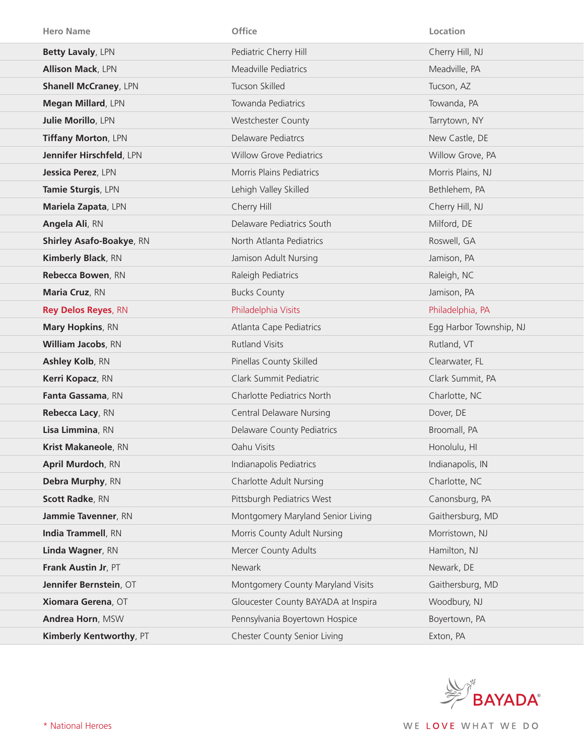| Hero Name | Office | Location |
|---|---|---|
| **Betty Lavaly**, LPN | Pediatric Cherry Hill | Cherry Hill, NJ |
| **Allison Mack**, LPN | Meadville Pediatrics | Meadville, PA |
| **Shanell McCraney**, LPN | Tucson Skilled | Tucson, AZ |
| **Megan Millard**, LPN | Towanda Pediatrics | Towanda, PA |
| **Julie Morillo**, LPN | Westchester County | Tarrytown, NY |
| **Tiffany Morton**, LPN | Delaware Pediatrcs | New Castle, DE |
| **Jennifer Hirschfeld**, LPN | Willow Grove Pediatrics | Willow Grove, PA |
| **Jessica Perez**, LPN | Morris Plains Pediatrics | Morris Plains, NJ |
| **Tamie Sturgis**, LPN | Lehigh Valley Skilled | Bethlehem, PA |
| **Mariela Zapata**, LPN | Cherry Hill | Cherry Hill, NJ |
| **Angela Ali**, RN | Delaware Pediatrics South | Milford, DE |
| **Shirley Asafo-Boakye**, RN | North Atlanta Pediatrics | Roswell, GA |
| **Kimberly Black**, RN | Jamison Adult Nursing | Jamison, PA |
| **Rebecca Bowen**, RN | Raleigh Pediatrics | Raleigh, NC |
| **Maria Cruz**, RN | Bucks County | Jamison, PA |
| **Rey Delos Reyes**, RN | Philadelphia Visits | Philadelphia, PA |
| **Mary Hopkins**, RN | Atlanta Cape Pediatrics | Egg Harbor Township, NJ |
| **William Jacobs**, RN | Rutland Visits | Rutland, VT |
| **Ashley Kolb**, RN | Pinellas County Skilled | Clearwater, FL |
| **Kerri Kopacz**, RN | Clark Summit Pediatric | Clark Summit, PA |
| **Fanta Gassama**, RN | Charlotte Pediatrics North | Charlotte, NC |
| **Rebecca Lacy**, RN | Central Delaware Nursing | Dover, DE |
| **Lisa Limmina**, RN | Delaware County Pediatrics | Broomall, PA |
| **Krist Makaneole**, RN | Oahu Visits | Honolulu, HI |
| **April Murdoch**, RN | Indianapolis Pediatrics | Indianapolis, IN |
| **Debra Murphy**, RN | Charlotte Adult Nursing | Charlotte, NC |
| **Scott Radke**, RN | Pittsburgh Pediatrics West | Canonsburg, PA |
| **Jammie Tavenner**, RN | Montgomery Maryland Senior Living | Gaithersburg, MD |
| **India Trammell**, RN | Morris County Adult Nursing | Morristown, NJ |
| **Linda Wagner**, RN | Mercer County Adults | Hamilton, NJ |
| **Frank Austin Jr**, PT | Newark | Newark, DE |
| **Jennifer Bernstein**, OT | Montgomery County Maryland Visits | Gaithersburg, MD |
| **Xiomara Gerena**, OT | Gloucester County BAYADA at Inspira | Woodbury, NJ |
| **Andrea Horn**, MSW | Pennsylvania Boyertown Hospice | Boyertown, PA |
| **Kimberly Kentworthy**, PT | Chester County Senior Living | Exton, PA |

* National Heroes

BAYADA®

WE LOVE WHAT WE DO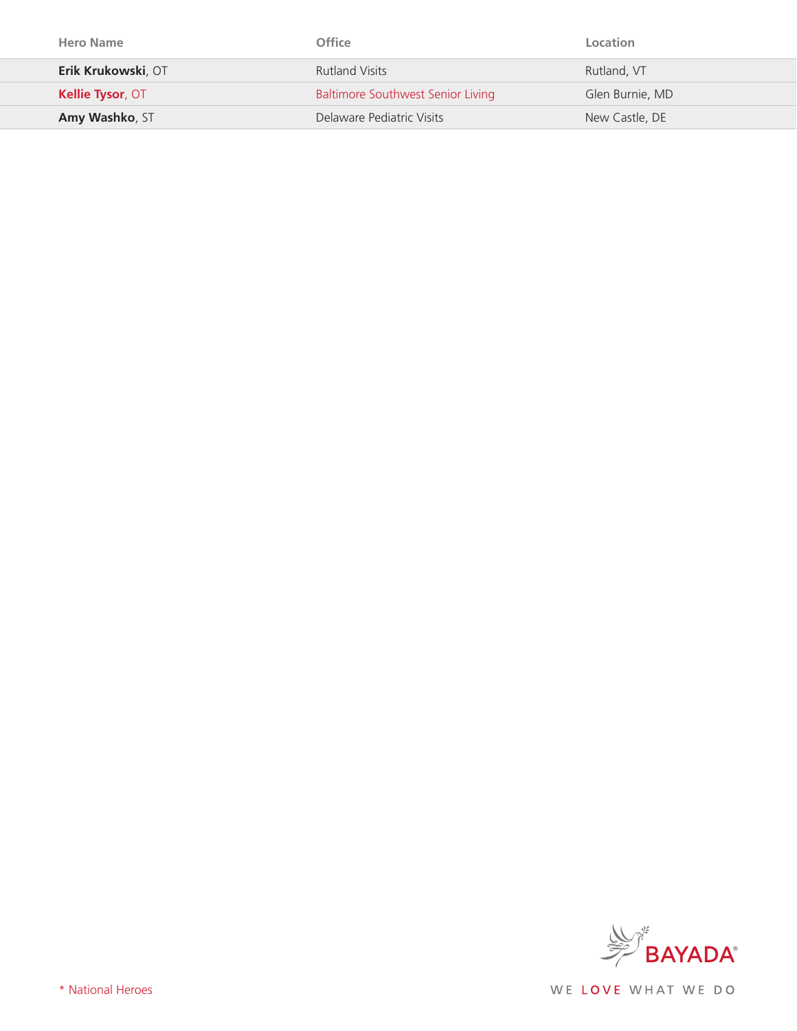| Hero Name | Office | Location |
| --- | --- | --- |
| **Erik Krukowski**, OT | Rutland Visits | Rutland, VT |
| **Kellie Tysor**, OT | Baltimore Southwest Senior Living | Glen Burnie, MD |
| **Amy Washko**, ST | Delaware Pediatric Visits | New Castle, DE |

* National Heroes

BAYADA®

WE LOVE WHAT WE DO